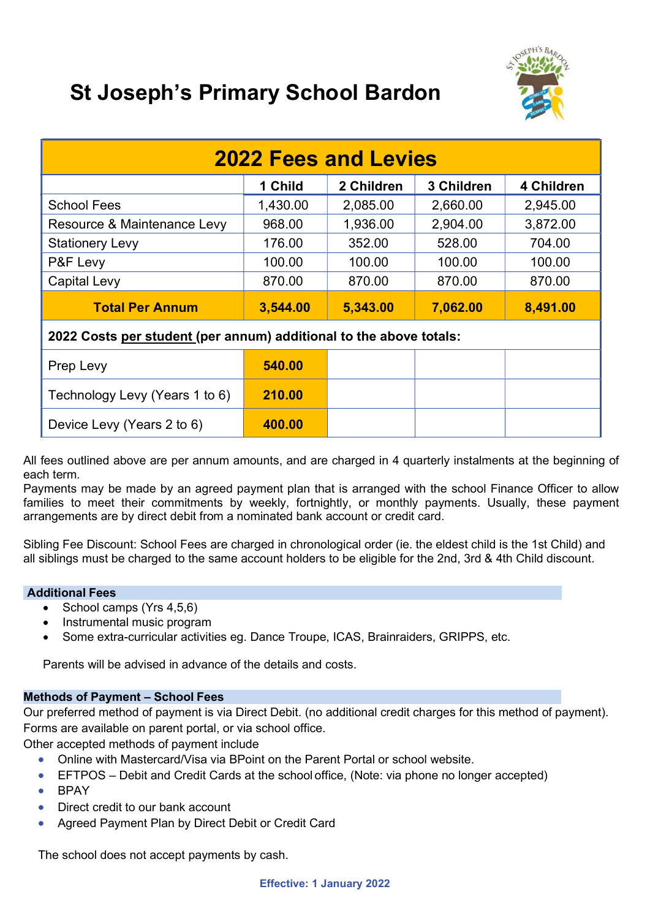# St Joseph's Primary School Bardon

| 2022 Fees and Levies | | | | |
|---|---|---|---|---|
| | **1 Child** | **2 Children** | **3 Children** | **4 Children** |
| School Fees | 1,430.00 | 2,085.00 | 2,660.00 | 2,945.00 |
| Resource & Maintenance Levy | 968.00 | 1,936.00 | 2,904.00 | 3,872.00 |
| Stationery Levy | 176.00 | 352.00 | 528.00 | 704.00 |
| P&F Levy | 100.00 | 100.00 | 100.00 | 100.00 |
| Capital Levy | 870.00 | 870.00 | 870.00 | 870.00 |
| **Total Per Annum** | **3,544.00** | **5,343.00** | **7,062.00** | **8,491.00** |
| **2022 Costs per student (per annum) additional to the above totals:** | | | | |
| Prep Levy | **540.00** | | | |
| Technology Levy (Years 1 to 6) | **210.00** | | | |
| Device Levy (Years 2 to 6) | **400.00** | | | |

All fees outlined above are per annum amounts, and are charged in 4 quarterly instalments at the beginning of each term.
Payments may be made by an agreed payment plan that is arranged with the school Finance Officer to allow families to meet their commitments by weekly, fortnightly, or monthly payments. Usually, these payment arrangements are by direct debit from a nominated bank account or credit card.

Sibling Fee Discount: School Fees are charged in chronological order (ie. the eldest child is the 1st Child) and all siblings must be charged to the same account holders to be eligible for the 2nd, 3rd & 4th Child discount.

**Additional Fees**

- School camps (Yrs 4,5,6)
- Instrumental music program
- Some extra-curricular activities eg. Dance Troupe, ICAS, Brainraiders, GRIPPS, etc.

Parents will be advised in advance of the details and costs.

**Methods of Payment – School Fees**

Our preferred method of payment is via Direct Debit. (no additional credit charges for this method of payment). Forms are available on parent portal, or via school office.
Other accepted methods of payment include

- Online with Mastercard/Visa via BPoint on the Parent Portal or school website.
- EFTPOS – Debit and Credit Cards at the school office, (Note: via phone no longer accepted)
- BPAY
- Direct credit to our bank account
- Agreed Payment Plan by Direct Debit or Credit Card

The school does not accept payments by cash.

**Effective: 1 January 2022**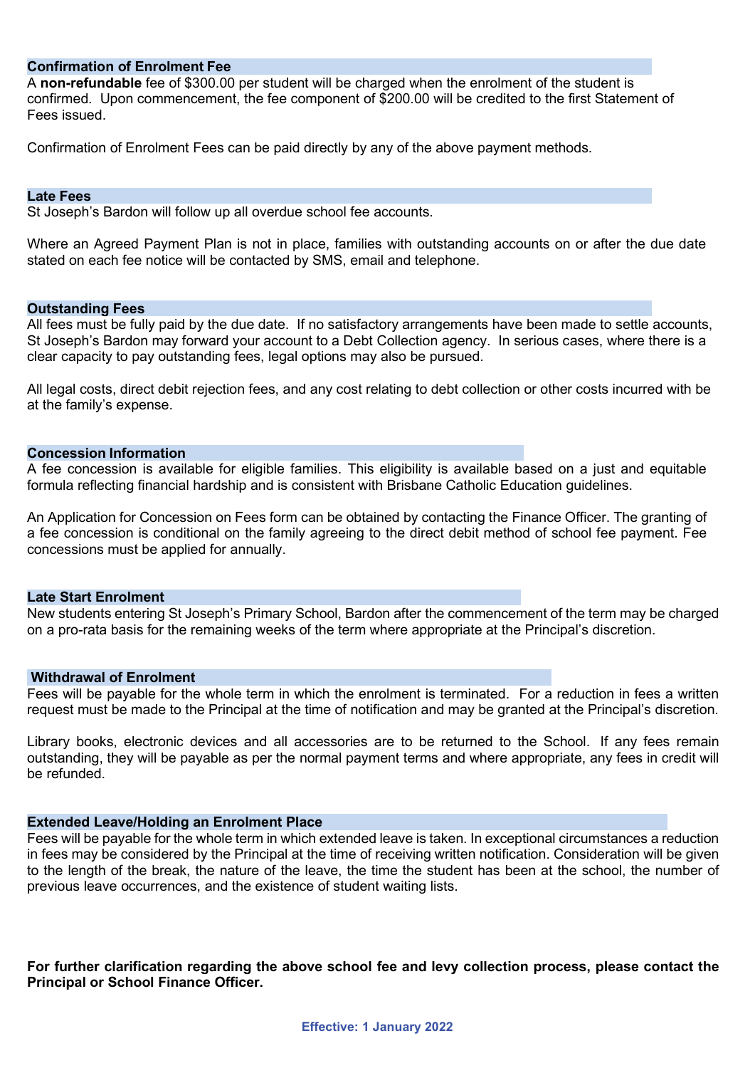### Confirmation of Enrolment Fee

A **non-refundable** fee of $300.00 per student will be charged when the enrolment of the student is confirmed. Upon commencement, the fee component of $200.00 will be credited to the first Statement of Fees issued.

Confirmation of Enrolment Fees can be paid directly by any of the above payment methods.

### Late Fees

St Joseph's Bardon will follow up all overdue school fee accounts.

Where an Agreed Payment Plan is not in place, families with outstanding accounts on or after the due date stated on each fee notice will be contacted by SMS, email and telephone.

### Outstanding Fees

All fees must be fully paid by the due date. If no satisfactory arrangements have been made to settle accounts, St Joseph's Bardon may forward your account to a Debt Collection agency. In serious cases, where there is a clear capacity to pay outstanding fees, legal options may also be pursued.

All legal costs, direct debit rejection fees, and any cost relating to debt collection or other costs incurred with be at the family's expense.

### Concession Information

A fee concession is available for eligible families. This eligibility is available based on a just and equitable formula reflecting financial hardship and is consistent with Brisbane Catholic Education guidelines.

An Application for Concession on Fees form can be obtained by contacting the Finance Officer. The granting of a fee concession is conditional on the family agreeing to the direct debit method of school fee payment. Fee concessions must be applied for annually.

### Late Start Enrolment

New students entering St Joseph's Primary School, Bardon after the commencement of the term may be charged on a pro-rata basis for the remaining weeks of the term where appropriate at the Principal's discretion.

### Withdrawal of Enrolment

Fees will be payable for the whole term in which the enrolment is terminated. For a reduction in fees a written request must be made to the Principal at the time of notification and may be granted at the Principal's discretion.

Library books, electronic devices and all accessories are to be returned to the School. If any fees remain outstanding, they will be payable as per the normal payment terms and where appropriate, any fees in credit will be refunded.

### Extended Leave/Holding an Enrolment Place

Fees will be payable for the whole term in which extended leave is taken. In exceptional circumstances a reduction in fees may be considered by the Principal at the time of receiving written notification. Consideration will be given to the length of the break, the nature of the leave, the time the student has been at the school, the number of previous leave occurrences, and the existence of student waiting lists.

**For further clarification regarding the above school fee and levy collection process, please contact the Principal or School Finance Officer.**

**Effective: 1 January 2022**